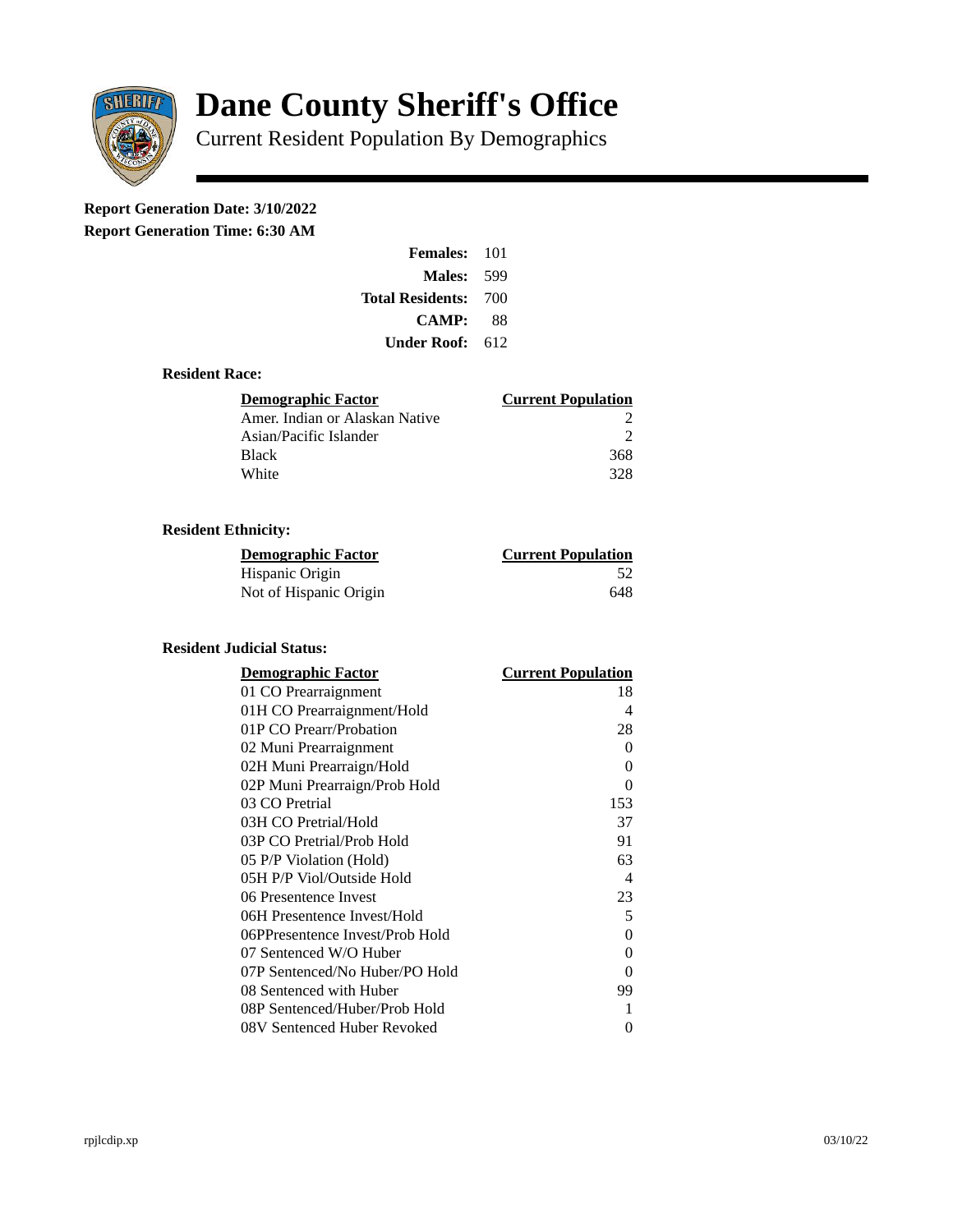# Dane County Sheriff's Office

Current Resident Population By Demographics

**Report Generation Date: 3/10/2022**

**Report Generation Time: 6:30 AM**

| | |
|---|---|
| **Females:** | 101 |
| **Males:** | 599 |
| **Total Residents:** | 700 |
| **CAMP:** | 88 |
| **Under Roof:** | 612 |

### Resident Race:

| Demographic Factor | Current Population |
|---|---|
| Amer. Indian or Alaskan Native | 2 |
| Asian/Pacific Islander | 2 |
| Black | 368 |
| White | 328 |

### Resident Ethnicity:

| Demographic Factor | Current Population |
|---|---|
| Hispanic Origin | 52 |
| Not of Hispanic Origin | 648 |

### Resident Judicial Status:

| Demographic Factor | Current Population |
|---|---|
| 01 CO Prearraignment | 18 |
| 01H CO Prearraignment/Hold | 4 |
| 01P CO Prearr/Probation | 28 |
| 02 Muni Prearraignment | 0 |
| 02H Muni Prearraign/Hold | 0 |
| 02P Muni Prearraign/Prob Hold | 0 |
| 03 CO Pretrial | 153 |
| 03H CO Pretrial/Hold | 37 |
| 03P CO Pretrial/Prob Hold | 91 |
| 05 P/P Violation (Hold) | 63 |
| 05H P/P Viol/Outside Hold | 4 |
| 06 Presentence Invest | 23 |
| 06H Presentence Invest/Hold | 5 |
| 06PPresentence Invest/Prob Hold | 0 |
| 07 Sentenced W/O Huber | 0 |
| 07P Sentenced/No Huber/PO Hold | 0 |
| 08 Sentenced with Huber | 99 |
| 08P Sentenced/Huber/Prob Hold | 1 |
| 08V Sentenced Huber Revoked | 0 |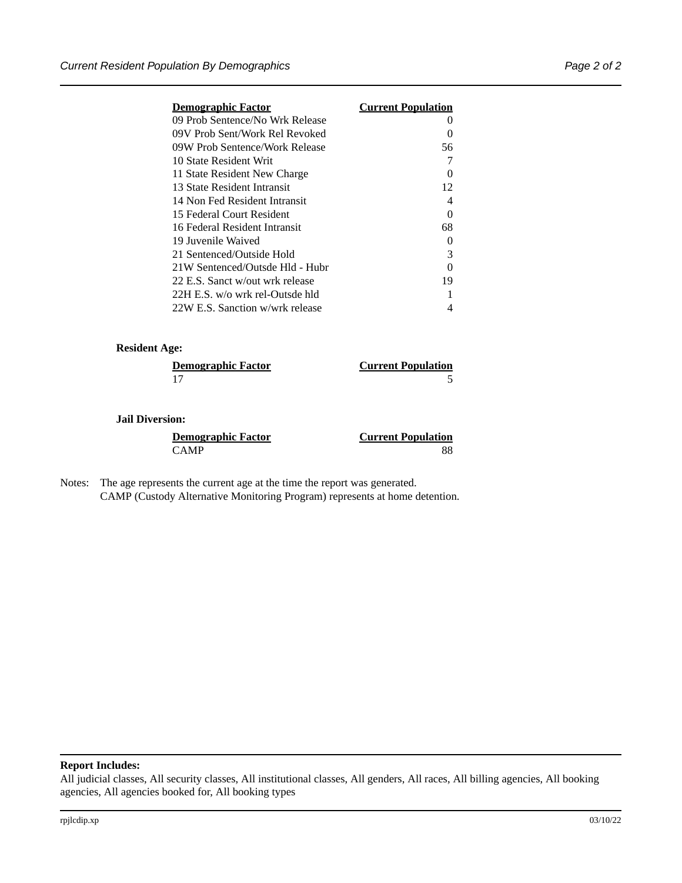| Demographic Factor | Current Population |
|---|---|
| 09 Prob Sentence/No Wrk Release | 0 |
| 09V Prob Sent/Work Rel Revoked | 0 |
| 09W Prob Sentence/Work Release | 56 |
| 10 State Resident Writ | 7 |
| 11 State Resident New Charge | 0 |
| 13 State Resident Intransit | 12 |
| 14 Non Fed Resident Intransit | 4 |
| 15 Federal Court Resident | 0 |
| 16 Federal Resident Intransit | 68 |
| 19 Juvenile Waived | 0 |
| 21 Sentenced/Outside Hold | 3 |
| 21W Sentenced/Outsde Hld - Hubr | 0 |
| 22 E.S. Sanct w/out wrk release | 19 |
| 22H E.S. w/o wrk rel-Outsde hld | 1 |
| 22W E.S. Sanction w/wrk release | 4 |

**Resident Age:**

| Demographic Factor | Current Population |
|---|---|
| 17 | 5 |

**Jail Diversion:**

| Demographic Factor | Current Population |
|---|---|
| CAMP | 88 |

Notes: The age represents the current age at the time the report was generated.
CAMP (Custody Alternative Monitoring Program) represents at home detention.

**Report Includes:**

All judicial classes, All security classes, All institutional classes, All genders, All races, All billing agencies, All booking agencies, All agencies booked for, All booking types

rpjlcdip.xp 03/10/22